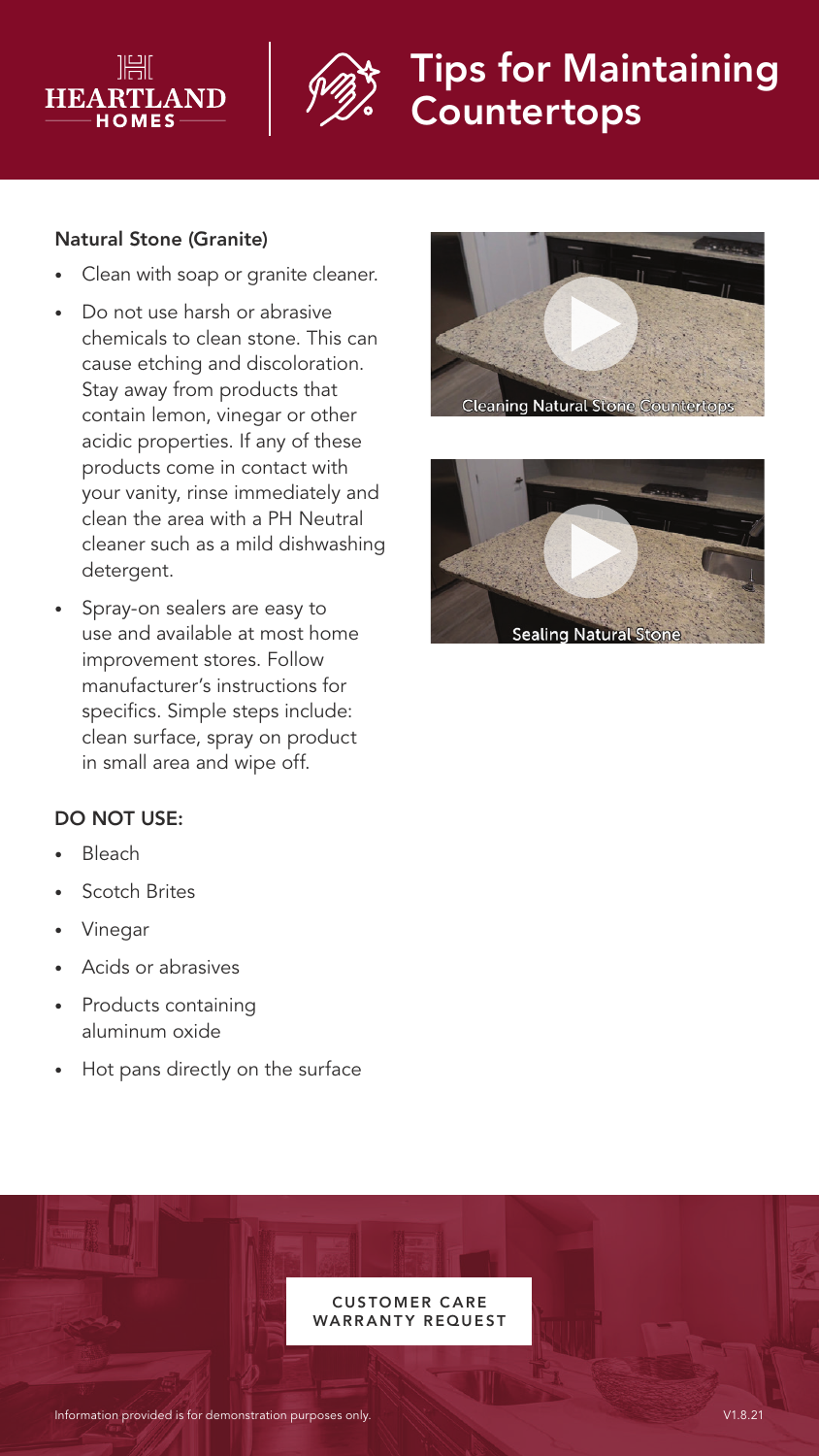HEARTLAND HOMES

# Tips for Maintaining Countertops

### Natural Stone (Granite)

- Clean with soap or granite cleaner.
- Do not use harsh or abrasive chemicals to clean stone. This can cause etching and discoloration. Stay away from products that contain lemon, vinegar or other acidic properties. If any of these products come in contact with your vanity, rinse immediately and clean the area with a PH Neutral cleaner such as a mild dishwashing detergent.
- Spray-on sealers are easy to use and available at most home improvement stores. Follow manufacturer's instructions for specifics. Simple steps include: clean surface, spray on product in small area and wipe off.

Cleaning Natural Stone Countertops

Sealing Natural Stone

### DO NOT USE:

- Bleach
- Scotch Brites
- Vinegar
- Acids or abrasives
- Products containing aluminum oxide
- Hot pans directly on the surface

CUSTOMER CARE WARRANTY REQUEST

Information provided is for demonstration purposes only.

V1.8.21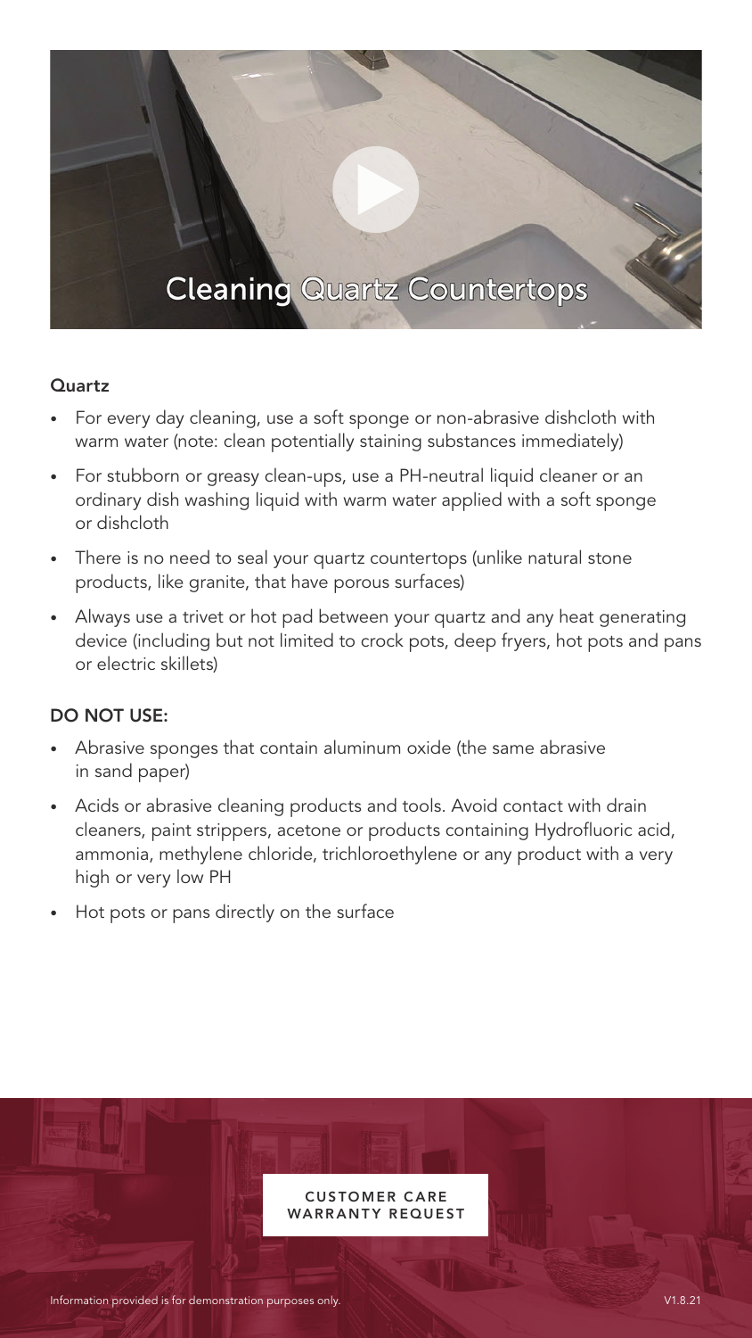Cleaning Quartz Countertops

**Quartz**

- For every day cleaning, use a soft sponge or non-abrasive dishcloth with warm water (note: clean potentially staining substances immediately)
- For stubborn or greasy clean-ups, use a PH-neutral liquid cleaner or an ordinary dish washing liquid with warm water applied with a soft sponge or dishcloth
- There is no need to seal your quartz countertops (unlike natural stone products, like granite, that have porous surfaces)
- Always use a trivet or hot pad between your quartz and any heat generating device (including but not limited to crock pots, deep fryers, hot pots and pans or electric skillets)

**DO NOT USE:**

- Abrasive sponges that contain aluminum oxide (the same abrasive in sand paper)
- Acids or abrasive cleaning products and tools. Avoid contact with drain cleaners, paint strippers, acetone or products containing Hydrofluoric acid, ammonia, methylene chloride, trichloroethylene or any product with a very high or very low PH
- Hot pots or pans directly on the surface

CUSTOMER CARE WARRANTY REQUEST

Information provided is for demonstration purposes only.

V1.8.21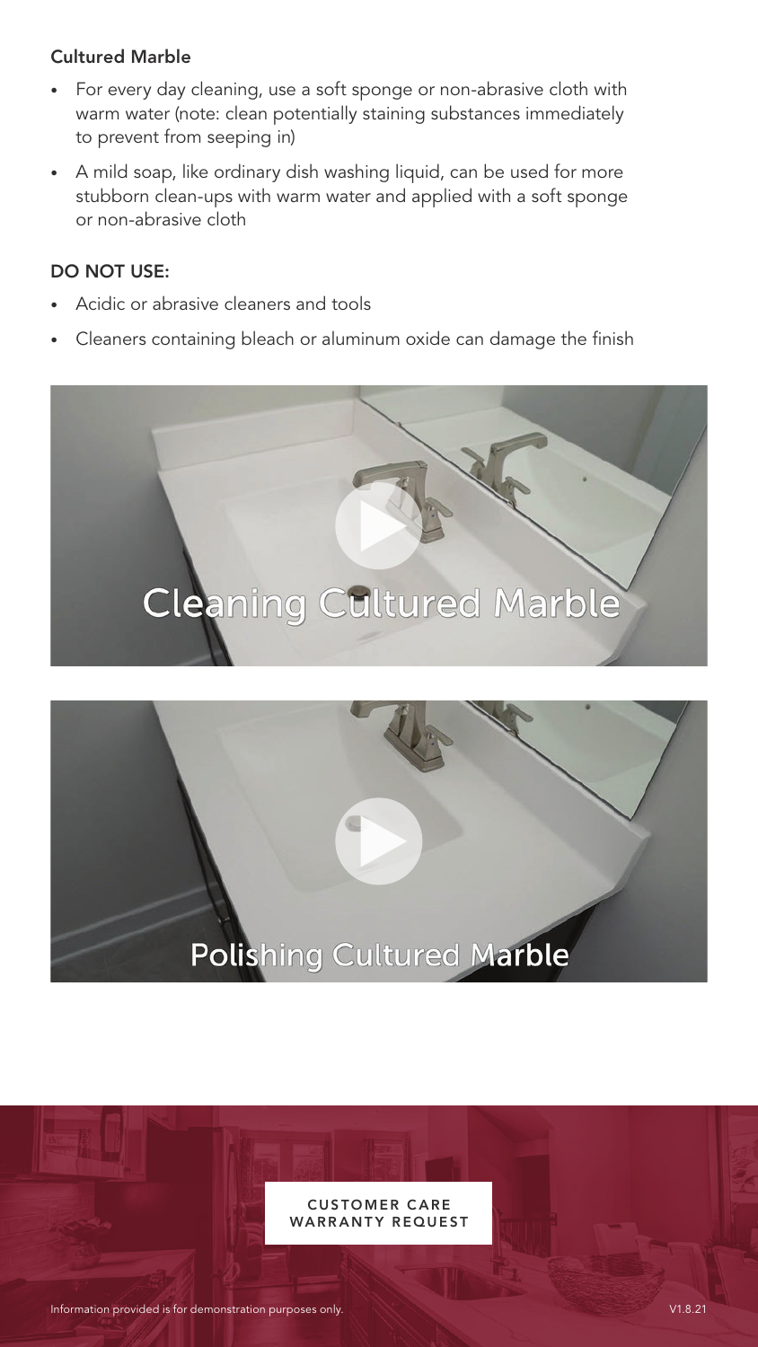### Cultured Marble

- For every day cleaning, use a soft sponge or non-abrasive cloth with warm water (note: clean potentially staining substances immediately to prevent from seeping in)
- A mild soap, like ordinary dish washing liquid, can be used for more stubborn clean-ups with warm water and applied with a soft sponge or non-abrasive cloth

### DO NOT USE:

- Acidic or abrasive cleaners and tools
- Cleaners containing bleach or aluminum oxide can damage the finish

Cleaning Cultured Marble

Polishing Cultured Marble

CUSTOMER CARE WARRANTY REQUEST

Information provided is for demonstration purposes only.

V1.8.21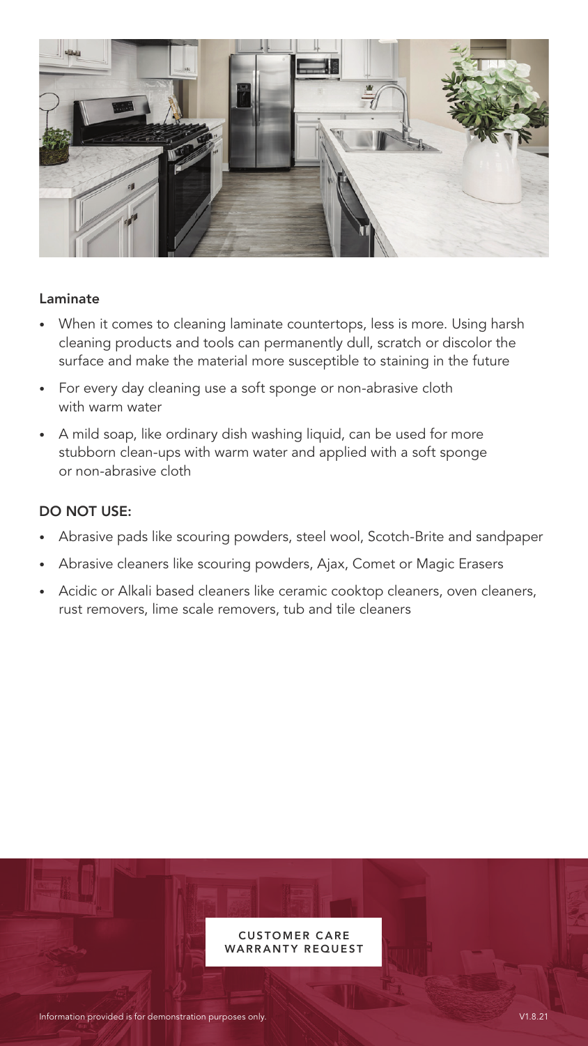### Laminate

- When it comes to cleaning laminate countertops, less is more. Using harsh cleaning products and tools can permanently dull, scratch or discolor the surface and make the material more susceptible to staining in the future
- For every day cleaning use a soft sponge or non-abrasive cloth with warm water
- A mild soap, like ordinary dish washing liquid, can be used for more stubborn clean-ups with warm water and applied with a soft sponge or non-abrasive cloth

### DO NOT USE:

- Abrasive pads like scouring powders, steel wool, Scotch-Brite and sandpaper
- Abrasive cleaners like scouring powders, Ajax, Comet or Magic Erasers
- Acidic or Alkali based cleaners like ceramic cooktop cleaners, oven cleaners, rust removers, lime scale removers, tub and tile cleaners

CUSTOMER CARE
WARRANTY REQUEST

Information provided is for demonstration purposes only.

V1.8.21